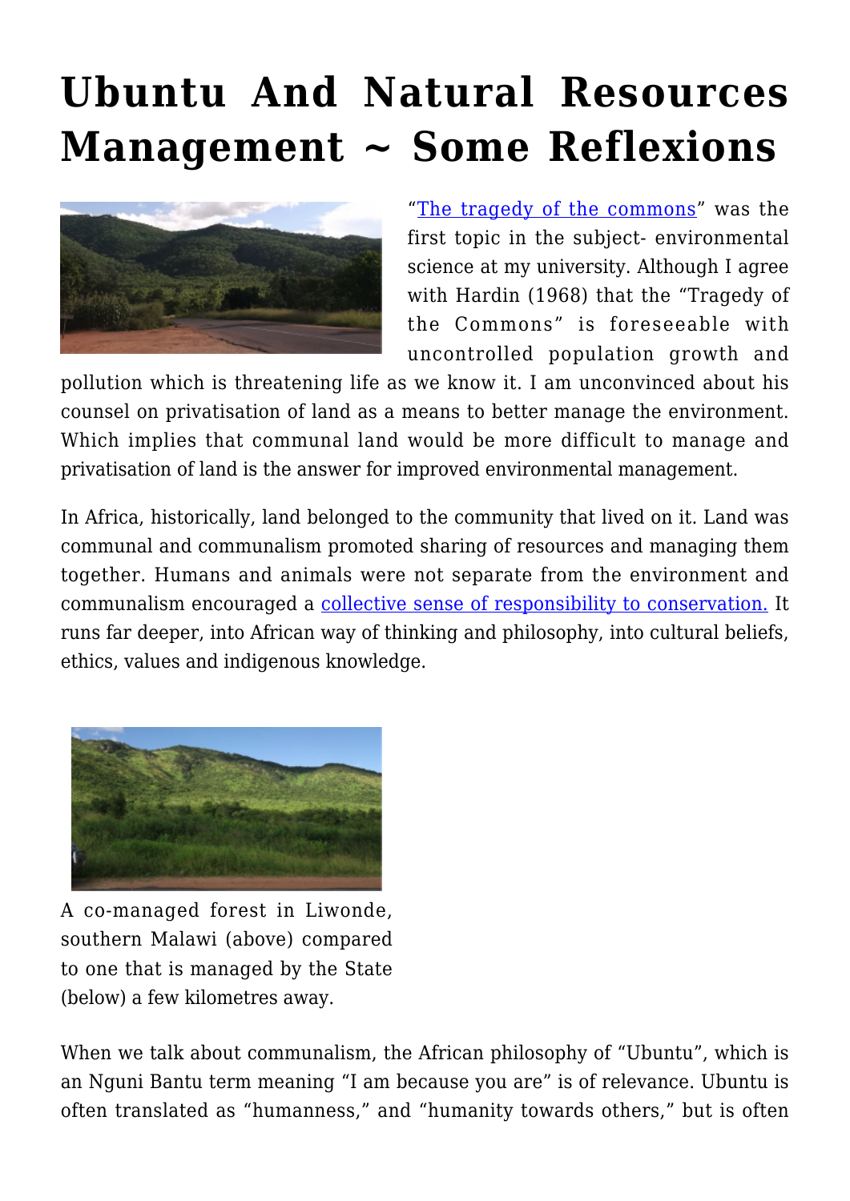# Ubuntu And Natural Resources Management ~ Some Reflexions

"The tragedy of the commons" was the first topic in the subject- environmental science at my university. Although I agree with Hardin (1968) that the "Tragedy of the Commons" is foreseeable with uncontrolled population growth and pollution which is threatening life as we know it. I am unconvinced about his counsel on privatisation of land as a means to better manage the environment. Which implies that communal land would be more difficult to manage and privatisation of land is the answer for improved environmental management.

In Africa, historically, land belonged to the community that lived on it. Land was communal and communalism promoted sharing of resources and managing them together. Humans and animals were not separate from the environment and communalism encouraged a collective sense of responsibility to conservation. It runs far deeper, into African way of thinking and philosophy, into cultural beliefs, ethics, values and indigenous knowledge.

A co-managed forest in Liwonde, southern Malawi (above) compared to one that is managed by the State (below) a few kilometres away.

When we talk about communalism, the African philosophy of "Ubuntu", which is an Nguni Bantu term meaning "I am because you are" is of relevance. Ubuntu is often translated as "humanness," and "humanity towards others," but is often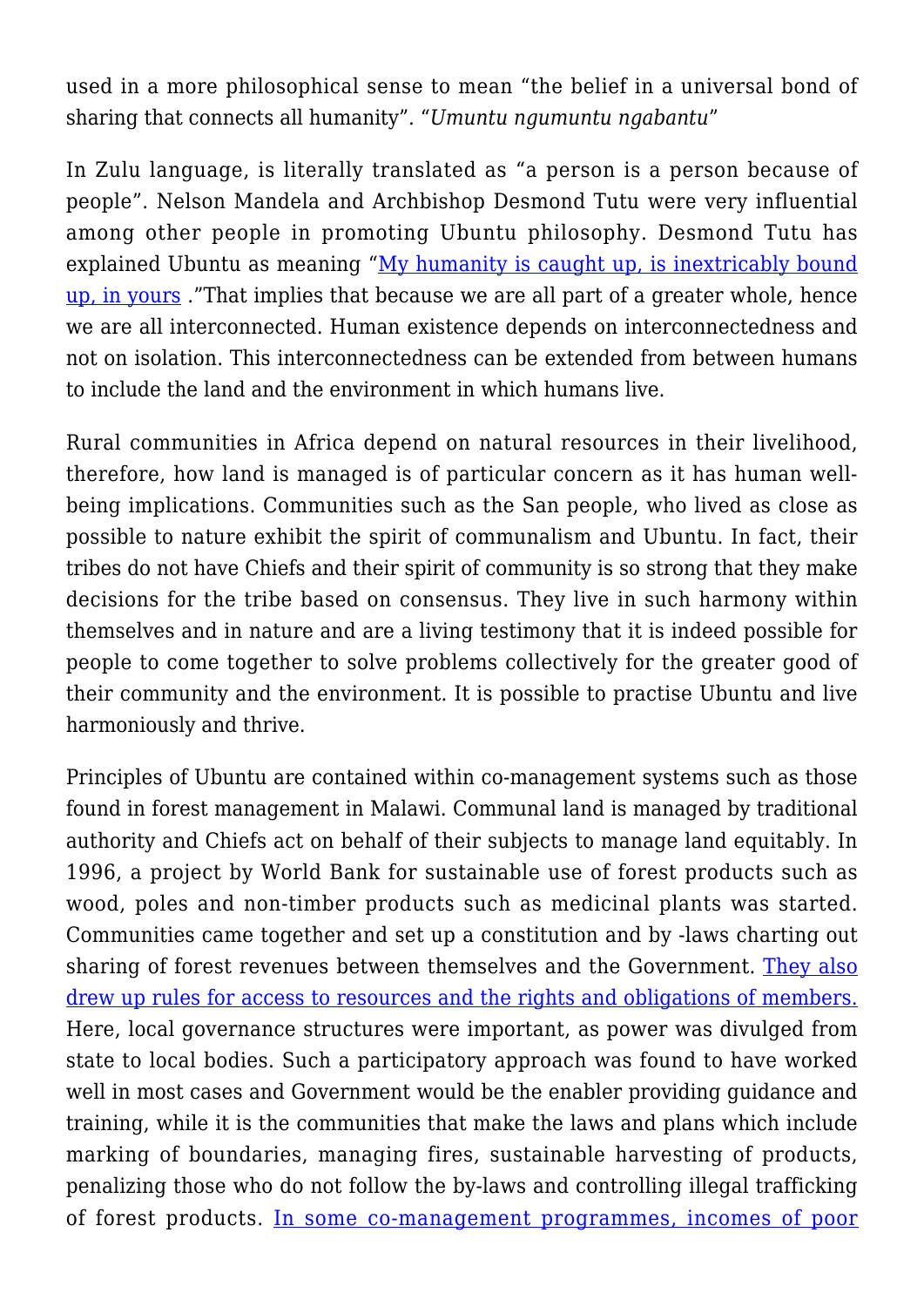used in a more philosophical sense to mean "the belief in a universal bond of sharing that connects all humanity". "*Umuntu ngumuntu ngabantu*"

In Zulu language, is literally translated as "a person is a person because of people". Nelson Mandela and Archbishop Desmond Tutu were very influential among other people in promoting Ubuntu philosophy. Desmond Tutu has explained Ubuntu as meaning "My humanity is caught up, is inextricably bound up, in yours ."That implies that because we are all part of a greater whole, hence we are all interconnected. Human existence depends on interconnectedness and not on isolation. This interconnectedness can be extended from between humans to include the land and the environment in which humans live.

Rural communities in Africa depend on natural resources in their livelihood, therefore, how land is managed is of particular concern as it has human well-being implications. Communities such as the San people, who lived as close as possible to nature exhibit the spirit of communalism and Ubuntu. In fact, their tribes do not have Chiefs and their spirit of community is so strong that they make decisions for the tribe based on consensus. They live in such harmony within themselves and in nature and are a living testimony that it is indeed possible for people to come together to solve problems collectively for the greater good of their community and the environment. It is possible to practise Ubuntu and live harmoniously and thrive.

Principles of Ubuntu are contained within co-management systems such as those found in forest management in Malawi. Communal land is managed by traditional authority and Chiefs act on behalf of their subjects to manage land equitably. In 1996, a project by World Bank for sustainable use of forest products such as wood, poles and non-timber products such as medicinal plants was started. Communities came together and set up a constitution and by -laws charting out sharing of forest revenues between themselves and the Government. They also drew up rules for access to resources and the rights and obligations of members. Here, local governance structures were important, as power was divulged from state to local bodies. Such a participatory approach was found to have worked well in most cases and Government would be the enabler providing guidance and training, while it is the communities that make the laws and plans which include marking of boundaries, managing fires, sustainable harvesting of products, penalizing those who do not follow the by-laws and controlling illegal trafficking of forest products. In some co-management programmes, incomes of poor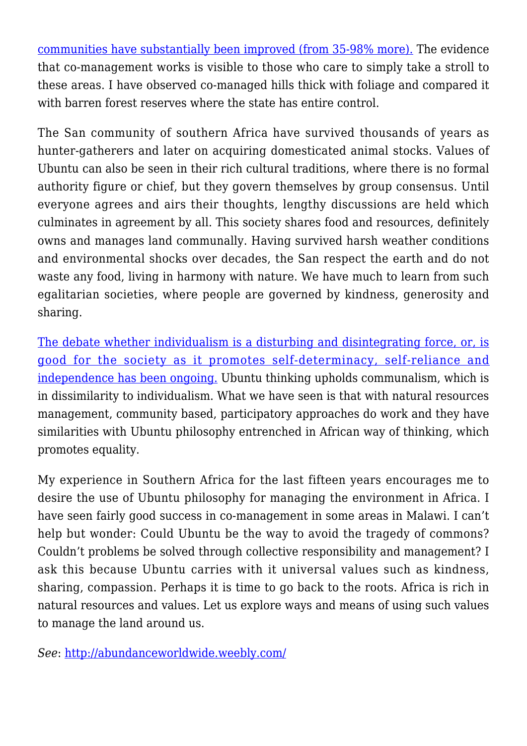communities have substantially been improved (from 35-98% more). The evidence that co-management works is visible to those who care to simply take a stroll to these areas. I have observed co-managed hills thick with foliage and compared it with barren forest reserves where the state has entire control.

The San community of southern Africa have survived thousands of years as hunter-gatherers and later on acquiring domesticated animal stocks. Values of Ubuntu can also be seen in their rich cultural traditions, where there is no formal authority figure or chief, but they govern themselves by group consensus. Until everyone agrees and airs their thoughts, lengthy discussions are held which culminates in agreement by all. This society shares food and resources, definitely owns and manages land communally. Having survived harsh weather conditions and environmental shocks over decades, the San respect the earth and do not waste any food, living in harmony with nature. We have much to learn from such egalitarian societies, where people are governed by kindness, generosity and sharing.

The debate whether individualism is a disturbing and disintegrating force, or, is good for the society as it promotes self-determinacy, self-reliance and independence has been ongoing. Ubuntu thinking upholds communalism, which is in dissimilarity to individualism. What we have seen is that with natural resources management, community based, participatory approaches do work and they have similarities with Ubuntu philosophy entrenched in African way of thinking, which promotes equality.

My experience in Southern Africa for the last fifteen years encourages me to desire the use of Ubuntu philosophy for managing the environment in Africa. I have seen fairly good success in co-management in some areas in Malawi. I can't help but wonder: Could Ubuntu be the way to avoid the tragedy of commons? Couldn't problems be solved through collective responsibility and management? I ask this because Ubuntu carries with it universal values such as kindness, sharing, compassion. Perhaps it is time to go back to the roots. Africa is rich in natural resources and values. Let us explore ways and means of using such values to manage the land around us.

*See*: http://abundanceworldwide.weebly.com/